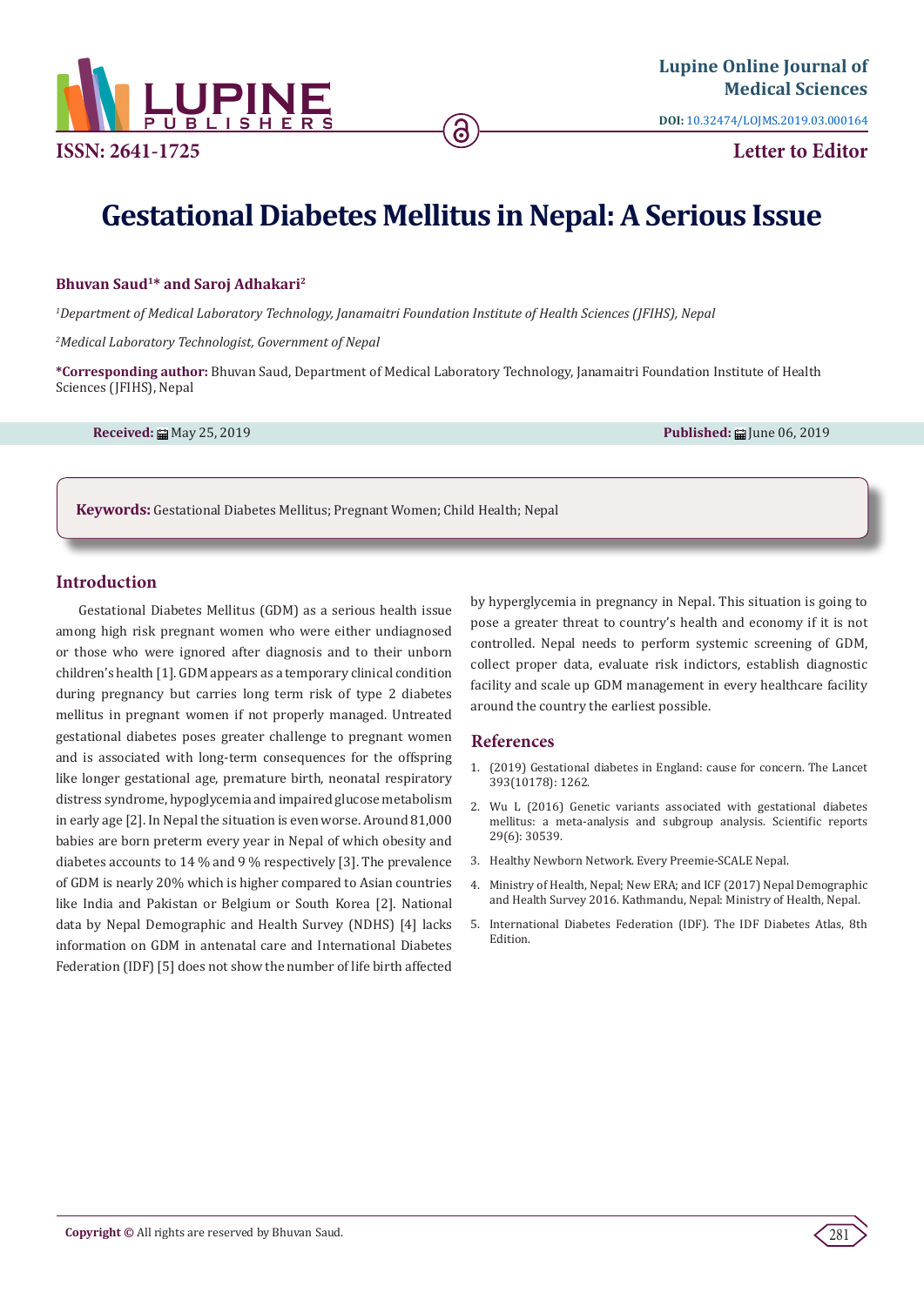Lupine Online Journal of Medical Sciences

DOI: 10.32474/LOJMS.2019.03.000164

ISSN: 2641-1725

Letter to Editor

# Gestational Diabetes Mellitus in Nepal: A Serious Issue

**Bhuvan Saud[1]* and Saroj Adhakari[2]**

*[1]Department of Medical Laboratory Technology, Janamaitri Foundation Institute of Health Sciences (JFIHS), Nepal*

*[2]Medical Laboratory Technologist, Government of Nepal*

***Corresponding author:** Bhuvan Saud, Department of Medical Laboratory Technology, Janamaitri Foundation Institute of Health Sciences (JFIHS), Nepal

**Received:** May 25, 2019 **Published:** June 06, 2019

**Keywords:** Gestational Diabetes Mellitus; Pregnant Women; Child Health; Nepal

## Introduction

Gestational Diabetes Mellitus (GDM) as a serious health issue among high risk pregnant women who were either undiagnosed or those who were ignored after diagnosis and to their unborn children's health [1]. GDM appears as a temporary clinical condition during pregnancy but carries long term risk of type 2 diabetes mellitus in pregnant women if not properly managed. Untreated gestational diabetes poses greater challenge to pregnant women and is associated with long-term consequences for the offspring like longer gestational age, premature birth, neonatal respiratory distress syndrome, hypoglycemia and impaired glucose metabolism in early age [2]. In Nepal the situation is even worse. Around 81,000 babies are born preterm every year in Nepal of which obesity and diabetes accounts to 14 % and 9 % respectively [3]. The prevalence of GDM is nearly 20% which is higher compared to Asian countries like India and Pakistan or Belgium or South Korea [2]. National data by Nepal Demographic and Health Survey (NDHS) [4] lacks information on GDM in antenatal care and International Diabetes Federation (IDF) [5] does not show the number of life birth affected by hyperglycemia in pregnancy in Nepal. This situation is going to pose a greater threat to country's health and economy if it is not controlled. Nepal needs to perform systemic screening of GDM, collect proper data, evaluate risk indictors, establish diagnostic facility and scale up GDM management in every healthcare facility around the country the earliest possible.

## References

1. (2019) Gestational diabetes in England: cause for concern. The Lancet 393(10178): 1262.
2. Wu L (2016) Genetic variants associated with gestational diabetes mellitus: a meta-analysis and subgroup analysis. Scientific reports 29(6): 30539.
3. Healthy Newborn Network. Every Preemie-SCALE Nepal.
4. Ministry of Health, Nepal; New ERA; and ICF (2017) Nepal Demographic and Health Survey 2016. Kathmandu, Nepal: Ministry of Health, Nepal.
5. International Diabetes Federation (IDF). The IDF Diabetes Atlas, 8th Edition.

**Copyright ©** All rights are reserved by Bhuvan Saud.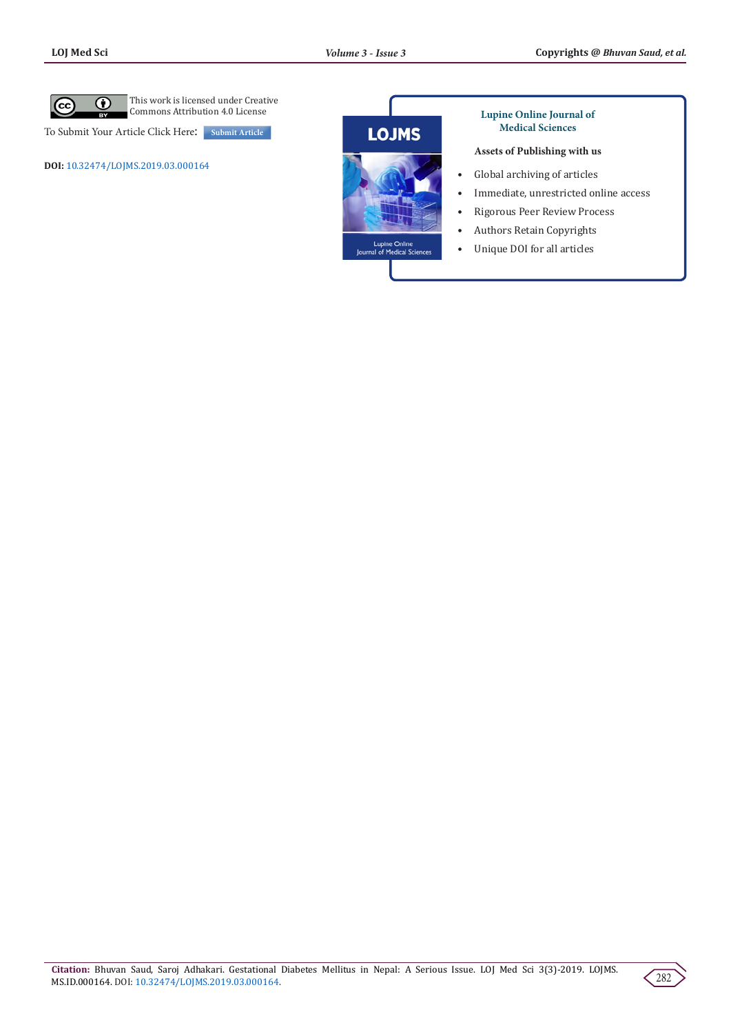This work is licensed under Creative Commons Attribution 4.0 License

To Submit Your Article Click Here: Submit Article

**DOI:** 10.32474/LOJMS.2019.03.000164

**Lupine Online Journal of Medical Sciences**

**Assets of Publishing with us**

- Global archiving of articles
- Immediate, unrestricted online access
- Rigorous Peer Review Process
- Authors Retain Copyrights
- Unique DOI for all articles

**Citation:** Bhuvan Saud, Saroj Adhakari. Gestational Diabetes Mellitus in Nepal: A Serious Issue. LOJ Med Sci 3(3)-2019. LOJMS. MS.ID.000164. DOI: 10.32474/LOJMS.2019.03.000164.